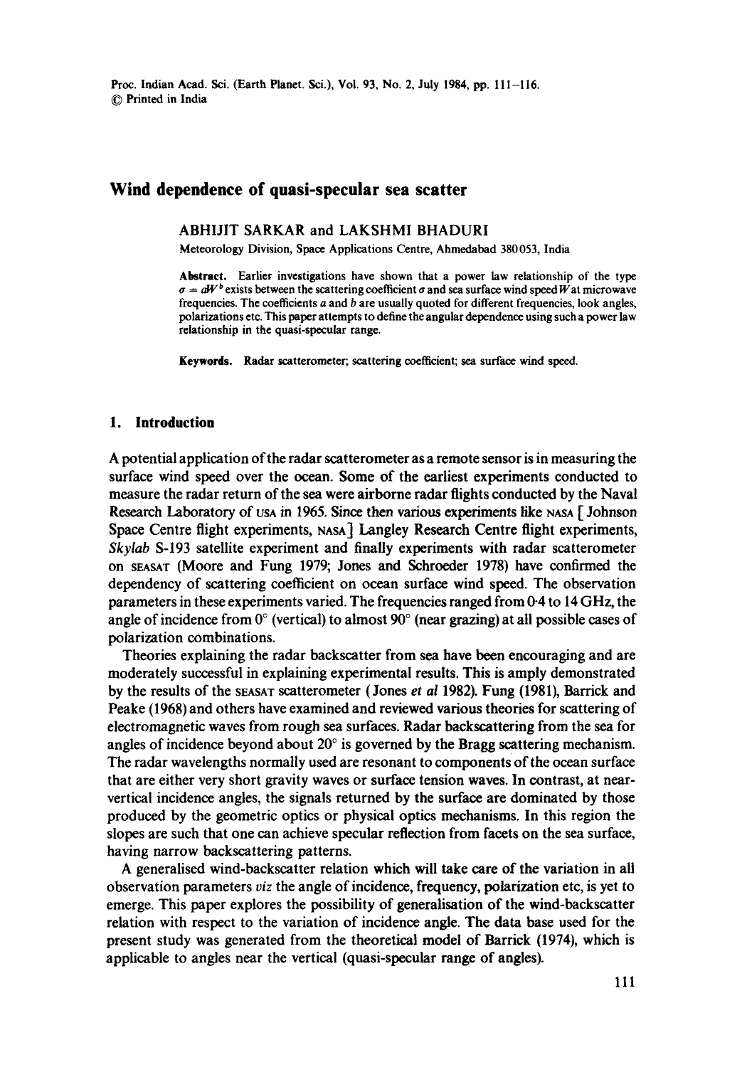# Wind dependence of quasi-specular sea scatter

ABHIJIT SARKAR and LAKSHMI BHADURI

Meteorology Division, Space Applications Centre, Ahmedabad 380053, India

**Abstract.** Earlier investigations have shown that a power law relationship of the type $\sigma = aW^b$ exists between the scattering coefficient $\sigma$ and sea surface wind speed $W$ at microwave frequencies. The coefficients $a$ and $b$ are usually quoted for different frequencies, look angles, polarizations etc. This paper attempts to define the angular dependence using such a power law relationship in the quasi-specular range.

**Keywords.** Radar scatterometer; scattering coefficient; sea surface wind speed.

## 1. Introduction

A potential application of the radar scatterometer as a remote sensor is in measuring the surface wind speed over the ocean. Some of the earliest experiments conducted to measure the radar return of the sea were airborne radar flights conducted by the Naval Research Laboratory of USA in 1965. Since then various experiments like NASA [Johnson Space Centre flight experiments, NASA] Langley Research Centre flight experiments, *Skylab* S-193 satellite experiment and finally experiments with radar scatterometer on SEASAT (Moore and Fung 1979; Jones and Schroeder 1978) have confirmed the dependency of scattering coefficient on ocean surface wind speed. The observation parameters in these experiments varied. The frequencies ranged from 0·4 to 14 GHz, the angle of incidence from 0° (vertical) to almost 90° (near grazing) at all possible cases of polarization combinations.

Theories explaining the radar backscatter from sea have been encouraging and are moderately successful in explaining experimental results. This is amply demonstrated by the results of the SEASAT scatterometer (Jones *et al* 1982). Fung (1981), Barrick and Peake (1968) and others have examined and reviewed various theories for scattering of electromagnetic waves from rough sea surfaces. Radar backscattering from the sea for angles of incidence beyond about 20° is governed by the Bragg scattering mechanism. The radar wavelengths normally used are resonant to components of the ocean surface that are either very short gravity waves or surface tension waves. In contrast, at near-vertical incidence angles, the signals returned by the surface are dominated by those produced by the geometric optics or physical optics mechanisms. In this region the slopes are such that one can achieve specular reflection from facets on the sea surface, having narrow backscattering patterns.

A generalised wind-backscatter relation which will take care of the variation in all observation parameters *viz* the angle of incidence, frequency, polarization etc, is yet to emerge. This paper explores the possibility of generalisation of the wind-backscatter relation with respect to the variation of incidence angle. The data base used for the present study was generated from the theoretical model of Barrick (1974), which is applicable to angles near the vertical (quasi-specular range of angles).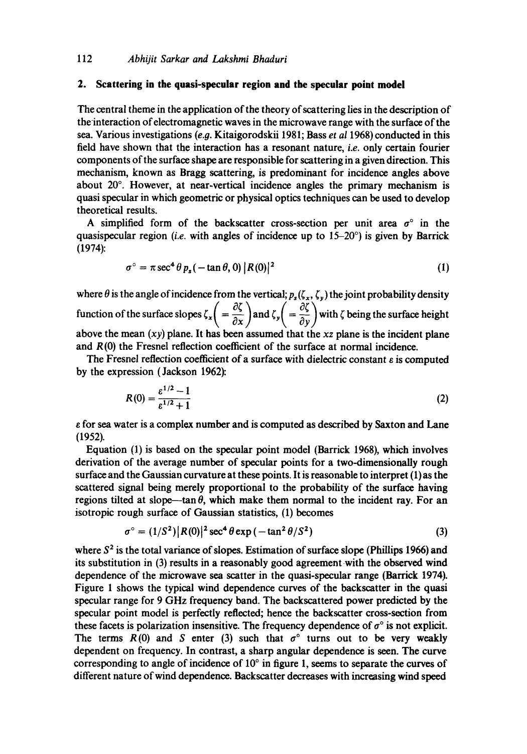## 2. Scattering in the quasi-specular region and the specular point model

The central theme in the application of the theory of scattering lies in the description of the interaction of electromagnetic waves in the microwave range with the surface of the sea. Various investigations (*e.g.* Kitaigorodskii 1981; Bass *et al* 1968) conducted in this field have shown that the interaction has a resonant nature, *i.e.* only certain fourier components of the surface shape are responsible for scattering in a given direction. This mechanism, known as Bragg scattering, is predominant for incidence angles above about 20°. However, at near-vertical incidence angles the primary mechanism is quasi specular in which geometric or physical optics techniques can be used to develop theoretical results.

A simplified form of the backscatter cross-section per unit area $\sigma^\circ$ in the quasispecular region (*i.e.* with angles of incidence up to 15–20°) is given by Barrick (1974):

$$\sigma^\circ = \pi \sec^4 \theta \, p_s(-\tan\theta, 0)\, |R(0)|^2 \tag{1}$$

where $\theta$ is the angle of incidence from the vertical; $p_s(\zeta_x, \zeta_y)$ the joint probability density function of the surface slopes $\zeta_x \left(= \dfrac{\partial \zeta}{\partial x}\right)$ and $\zeta_y \left(= \dfrac{\partial \zeta}{\partial y}\right)$ with $\zeta$ being the surface height above the mean $(xy)$ plane. It has been assumed that the $xz$ plane is the incident plane and $R(0)$ the Fresnel reflection coefficient of the surface at normal incidence.

The Fresnel reflection coefficient of a surface with dielectric constant $\varepsilon$ is computed by the expression (Jackson 1962):

$$R(0) = \frac{\varepsilon^{1/2} - 1}{\varepsilon^{1/2} + 1} \tag{2}$$

$\varepsilon$ for sea water is a complex number and is computed as described by Saxton and Lane (1952).

Equation (1) is based on the specular point model (Barrick 1968), which involves derivation of the average number of specular points for a two-dimensionally rough surface and the Gaussian curvature at these points. It is reasonable to interpret (1) as the scattered signal being merely proportional to the probability of the surface having regions tilted at slope—$\tan\theta$, which make them normal to the incident ray. For an isotropic rough surface of Gaussian statistics, (1) becomes

$$\sigma^\circ = (1/S^2)|R(0)|^2 \sec^4 \theta \exp(-\tan^2 \theta / S^2) \tag{3}$$

where $S^2$ is the total variance of slopes. Estimation of surface slope (Phillips 1966) and its substitution in (3) results in a reasonably good agreement with the observed wind dependence of the microwave sea scatter in the quasi-specular range (Barrick 1974). Figure 1 shows the typical wind dependence curves of the backscatter in the quasi specular range for 9 GHz frequency band. The backscattered power predicted by the specular point model is perfectly reflected; hence the backscatter cross-section from these facets is polarization insensitive. The frequency dependence of $\sigma^\circ$ is not explicit. The terms $R(0)$ and $S$ enter (3) such that $\sigma^\circ$ turns out to be very weakly dependent on frequency. In contrast, a sharp angular dependence is seen. The curve corresponding to angle of incidence of 10° in figure 1, seems to separate the curves of different nature of wind dependence. Backscatter decreases with increasing wind speed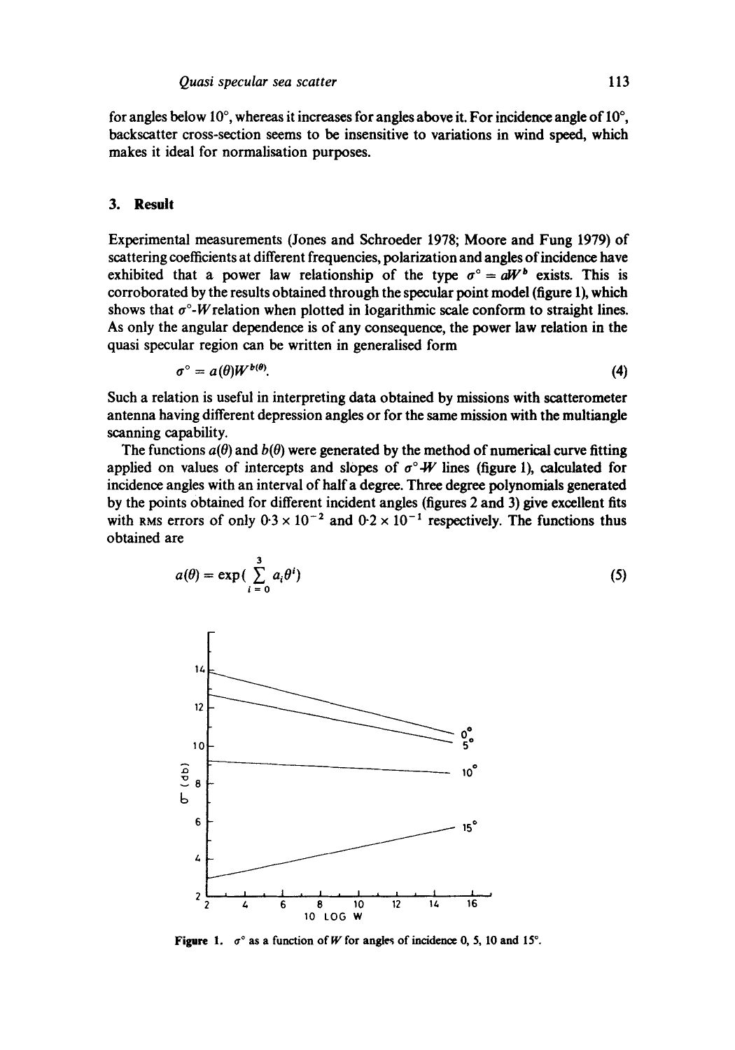for angles below 10°, whereas it increases for angles above it. For incidence angle of 10°, backscatter cross-section seems to be insensitive to variations in wind speed, which makes it ideal for normalisation purposes.

## 3. Result

Experimental measurements (Jones and Schroeder 1978; Moore and Fung 1979) of scattering coefficients at different frequencies, polarization and angles of incidence have exhibited that a power law relationship of the type $\sigma^\circ = aW^b$ exists. This is corroborated by the results obtained through the specular point model (figure 1), which shows that $\sigma^\circ$-$W$ relation when plotted in logarithmic scale conform to straight lines. As only the angular dependence is of any consequence, the power law relation in the quasi specular region can be written in generalised form

$$\sigma^\circ = a(\theta)W^{b(\theta)}. \tag{4}$$

Such a relation is useful in interpreting data obtained by missions with scatterometer antenna having different depression angles or for the same mission with the multiangle scanning capability.

The functions $a(\theta)$ and $b(\theta)$ were generated by the method of numerical curve fitting applied on values of intercepts and slopes of $\sigma^\circ$-$W$ lines (figure 1), calculated for incidence angles with an interval of half a degree. Three degree polynomials generated by the points obtained for different incident angles (figures 2 and 3) give excellent fits with RMS errors of only $0.3 \times 10^{-2}$ and $0.2 \times 10^{-1}$ respectively. The functions thus obtained are

$$a(\theta) = \exp\left(\sum_{i=0}^{3} a_i \theta^i\right) \tag{5}$$

**Figure 1.** $\sigma^\circ$ as a function of $W$ for angles of incidence 0, 5, 10 and 15°.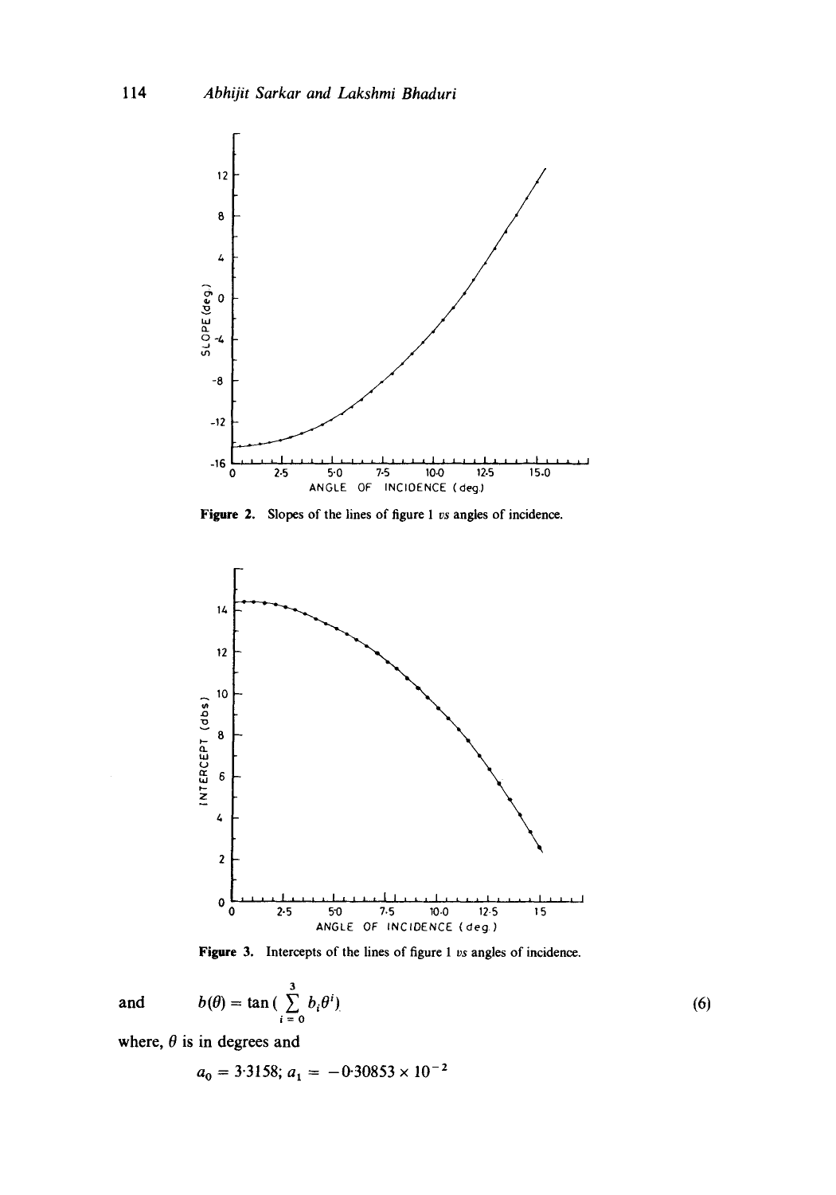Figure 2. Slopes of the lines of figure 1 *vs* angles of incidence.

Figure 3. Intercepts of the lines of figure 1 *vs* angles of incidence.

and
$$b(\theta) = \tan\left(\sum_{i=0}^{3} b_i \theta^i\right) \tag{6}$$

where, $\theta$ is in degrees and

$$a_0 = 3{\cdot}3158;\; a_1 = -0{\cdot}30853 \times 10^{-2}$$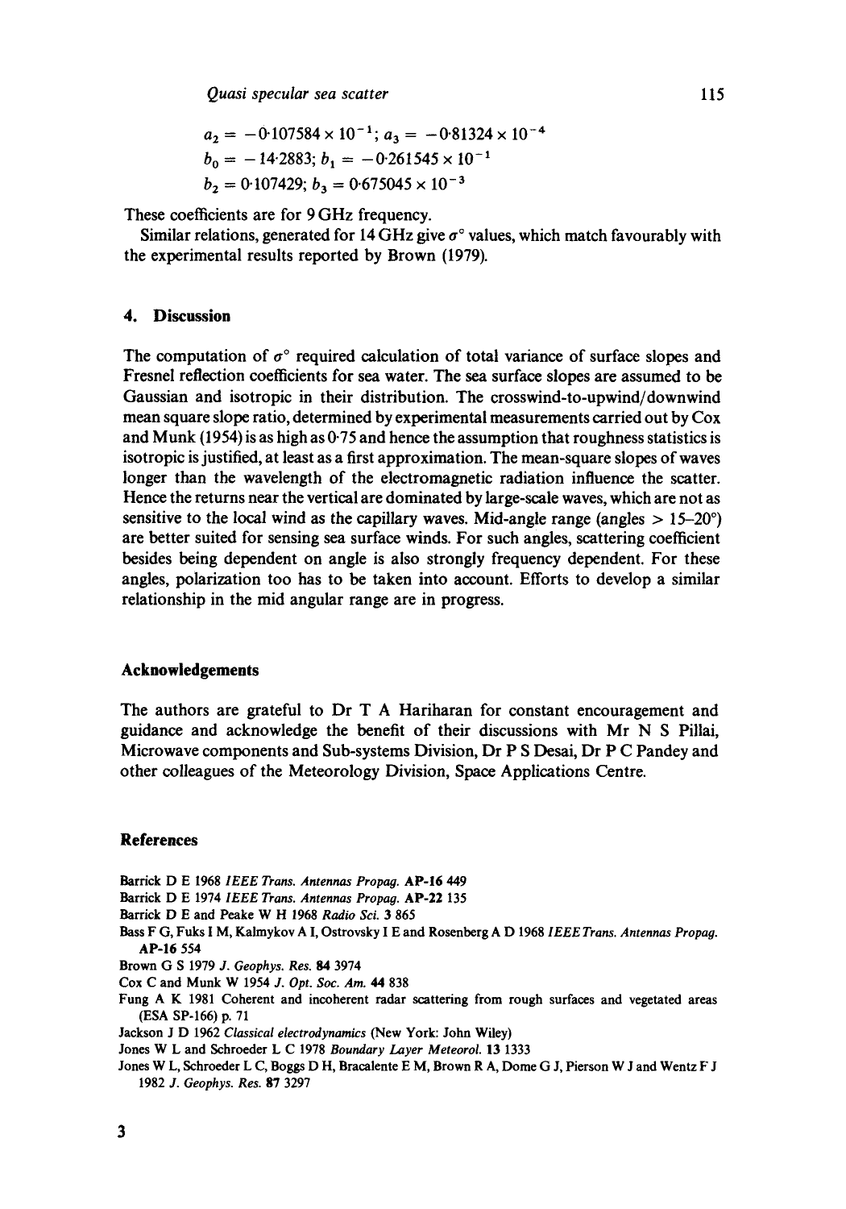$$a_2 = -0.107584 \times 10^{-1};\ a_3 = -0.81324 \times 10^{-4}$$
$$b_0 = -14.2883;\ b_1 = -0.261545 \times 10^{-1}$$
$$b_2 = 0.107429;\ b_3 = 0.675045 \times 10^{-3}$$

These coefficients are for 9 GHz frequency.

Similar relations, generated for 14 GHz give $\sigma^\circ$ values, which match favourably with the experimental results reported by Brown (1979).

## 4. Discussion

The computation of $\sigma^\circ$ required calculation of total variance of surface slopes and Fresnel reflection coefficients for sea water. The sea surface slopes are assumed to be Gaussian and isotropic in their distribution. The crosswind-to-upwind/downwind mean square slope ratio, determined by experimental measurements carried out by Cox and Munk (1954) is as high as 0·75 and hence the assumption that roughness statistics is isotropic is justified, at least as a first approximation. The mean-square slopes of waves longer than the wavelength of the electromagnetic radiation influence the scatter. Hence the returns near the vertical are dominated by large-scale waves, which are not as sensitive to the local wind as the capillary waves. Mid-angle range (angles $> 15$–$20^\circ$) are better suited for sensing sea surface winds. For such angles, scattering coefficient besides being dependent on angle is also strongly frequency dependent. For these angles, polarization too has to be taken into account. Efforts to develop a similar relationship in the mid angular range are in progress.

## Acknowledgements

The authors are grateful to Dr T A Hariharan for constant encouragement and guidance and acknowledge the benefit of their discussions with Mr N S Pillai, Microwave components and Sub-systems Division, Dr P S Desai, Dr P C Pandey and other colleagues of the Meteorology Division, Space Applications Centre.

## References

Barrick D E 1968 *IEEE Trans. Antennas Propag.* **AP-16** 449

Barrick D E 1974 *IEEE Trans. Antennas Propag.* **AP-22** 135

Barrick D E and Peake W H 1968 *Radio Sci.* **3** 865

Bass F G, Fuks I M, Kalmykov A I, Ostrovsky I E and Rosenberg A D 1968 *IEEE Trans. Antennas Propag.* **AP-16** 554

Brown G S 1979 *J. Geophys. Res.* **84** 3974

Cox C and Munk W 1954 *J. Opt. Soc. Am.* **44** 838

Fung A K 1981 Coherent and incoherent radar scattering from rough surfaces and vegetated areas (ESA SP-166) p. 71

Jackson J D 1962 *Classical electrodynamics* (New York: John Wiley)

Jones W L and Schroeder L C 1978 *Boundary Layer Meteorol.* **13** 1333

Jones W L, Schroeder L C, Boggs D H, Bracalente E M, Brown R A, Dome G J, Pierson W J and Wentz F J 1982 *J. Geophys. Res.* **87** 3297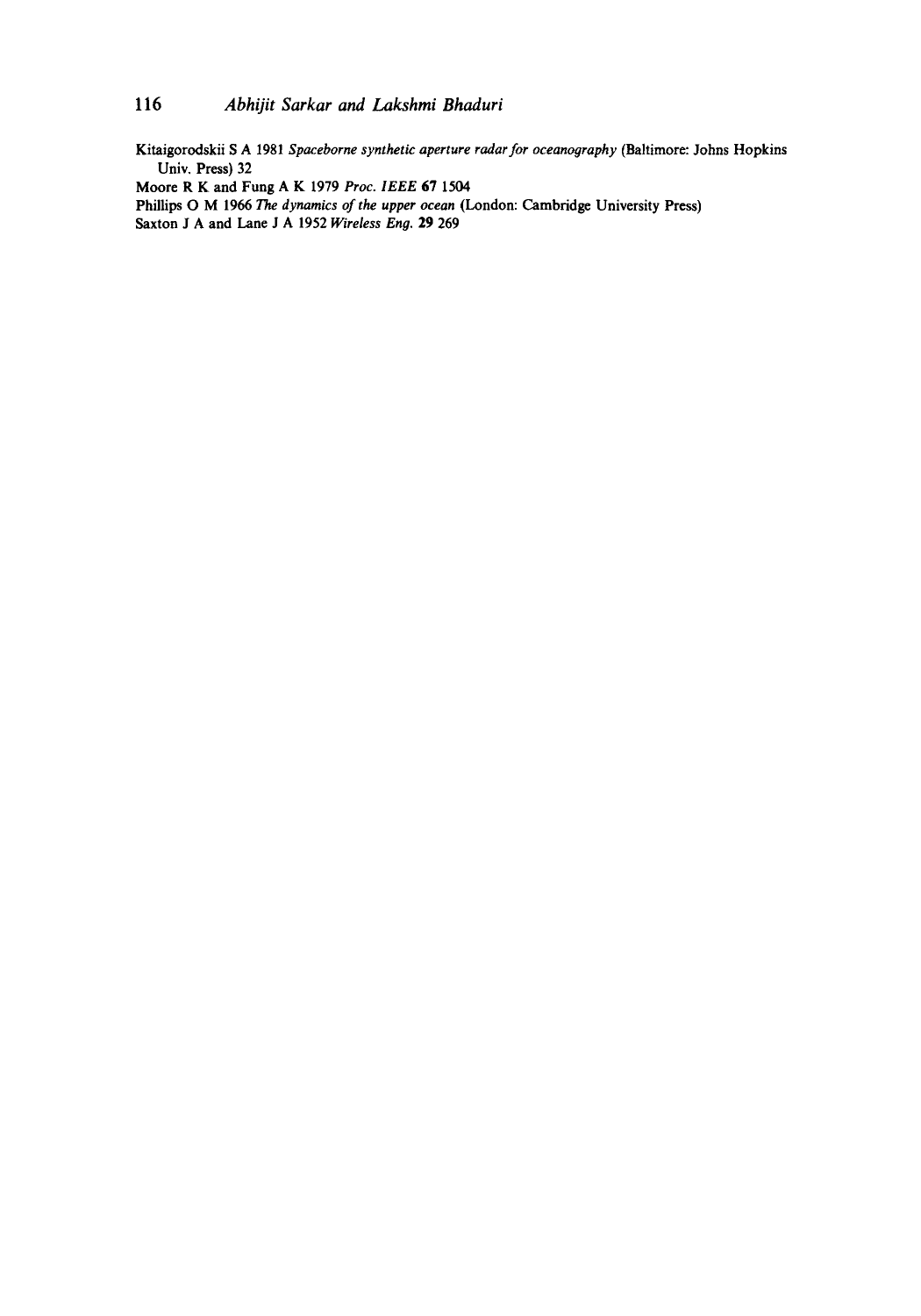Kitaigorodskii S A 1981 *Spaceborne synthetic aperture radar for oceanography* (Baltimore: Johns Hopkins Univ. Press) 32

Moore R K and Fung A K 1979 *Proc. IEEE* **67** 1504

Phillips O M 1966 *The dynamics of the upper ocean* (London: Cambridge University Press)

Saxton J A and Lane J A 1952 *Wireless Eng.* **29** 269